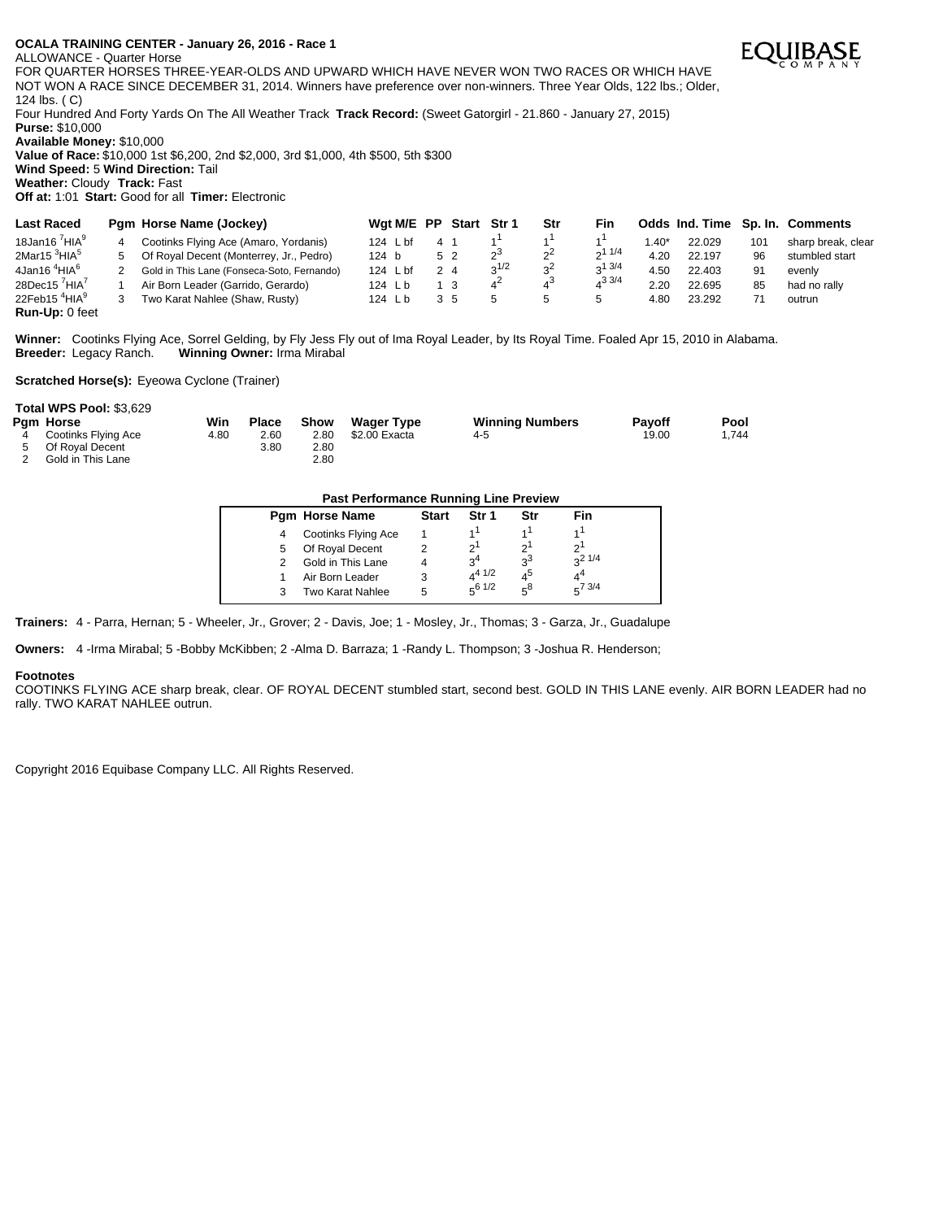**OCALA TRAINING CENTER - January 26, 2016 - Race 1**

ALLOWANCE - Quarter Horse

FOR QUARTER HORSES THREE-YEAR-OLDS AND UPWARD WHICH HAVE NEVER WON TWO RACES OR WHICH HAVE NOT WON A RACE SINCE DECEMBER 31, 2014. Winners have preference over non-winners. Three Year Olds, 122 lbs.; Older, 124 lbs. ( C)

Four Hundred And Forty Yards On The All Weather Track **Track Record:** (Sweet Gatorgirl - 21.860 - January 27, 2015)

**Purse:** $10,000

**Available Money:** $10,000

**Value of Race:** $10,000 1st $6,200, 2nd $2,000, 3rd $1,000, 4th $500, 5th $300

**Wind Speed:** 5 **Wind Direction:** Tail

**Weather:** Cloudy **Track:** Fast

**Off at:** 1:01 **Start:** Good for all **Timer:** Electronic

| Last Raced | Pgm | Horse Name (Jockey) | Wgt M/E | PP | Start | Str 1 | Str | Fin | Odds | Ind. Time | Sp. In. | Comments |
|---|---|---|---|---|---|---|---|---|---|---|---|---|
| 18Jan16 7HIA9 | 4 | Cootinks Flying Ace (Amaro, Yordanis) | 124 L bf | 4 | 1 | 1 1 | 1 1 | 1 1 | 1.40* | 22.029 | 101 | sharp break, clear |
| 2Mar15 3HIA5 | 5 | Of Royal Decent (Monterrey, Jr., Pedro) | 124 b | 5 | 2 | 2 3 | 2 2 | 2 1 1/4 | 4.20 | 22.197 | 96 | stumbled start |
| 4Jan16 4HIA6 | 2 | Gold in This Lane (Fonseca-Soto, Fernando) | 124 L bf | 2 | 4 | 3 1/2 | 3 2 | 3 1 3/4 | 4.50 | 22.403 | 91 | evenly |
| 28Dec15 7HIA7 | 1 | Air Born Leader (Garrido, Gerardo) | 124 L b | 1 | 3 | 4 2 | 4 3 | 4 3 3/4 | 2.20 | 22.695 | 85 | had no rally |
| 22Feb15 4HIA9 | 3 | Two Karat Nahlee (Shaw, Rusty) | 124 L b | 3 | 5 | 5 | 5 | 5 | 4.80 | 23.292 | 71 | outrun |

**Run-Up:** 0 feet

**Winner:** Cootinks Flying Ace, Sorrel Gelding, by Fly Jess Fly out of Ima Royal Leader, by Its Royal Time. Foaled Apr 15, 2010 in Alabama.
**Breeder:** Legacy Ranch. **Winning Owner:** Irma Mirabal

**Scratched Horse(s):** Eyeowa Cyclone (Trainer)

**Total WPS Pool:** $3,629

| Pgm | Horse | Win | Place | Show | Wager Type | Winning Numbers | Payoff | Pool |
|---|---|---|---|---|---|---|---|---|
| 4 | Cootinks Flying Ace | 4.80 | 2.60 | 2.80 | $2.00 Exacta | 4-5 | 19.00 | 1,744 |
| 5 | Of Royal Decent | | 3.80 | 2.80 | | | | |
| 2 | Gold in This Lane | | | 2.80 | | | | |

**Past Performance Running Line Preview**

| Pgm | Horse Name | Start | Str 1 | Str | Fin |
|---|---|---|---|---|---|
| 4 | Cootinks Flying Ace | 1 | 1 1 | 1 1 | 1 1 |
| 5 | Of Royal Decent | 2 | 2 1 | 2 1 | 2 1 |
| 2 | Gold in This Lane | 4 | 3 4 | 3 3 | 3 2 1/4 |
| 1 | Air Born Leader | 3 | 4 4 1/2 | 4 5 | 4 4 |
| 3 | Two Karat Nahlee | 5 | 5 6 1/2 | 5 8 | 5 7 3/4 |

**Trainers:** 4 - Parra, Hernan; 5 - Wheeler, Jr., Grover; 2 - Davis, Joe; 1 - Mosley, Jr., Thomas; 3 - Garza, Jr., Guadalupe

**Owners:** 4 -Irma Mirabal; 5 -Bobby McKibben; 2 -Alma D. Barraza; 1 -Randy L. Thompson; 3 -Joshua R. Henderson;

**Footnotes**

COOTINKS FLYING ACE sharp break, clear. OF ROYAL DECENT stumbled start, second best. GOLD IN THIS LANE evenly. AIR BORN LEADER had no rally. TWO KARAT NAHLEE outrun.

Copyright 2016 Equibase Company LLC. All Rights Reserved.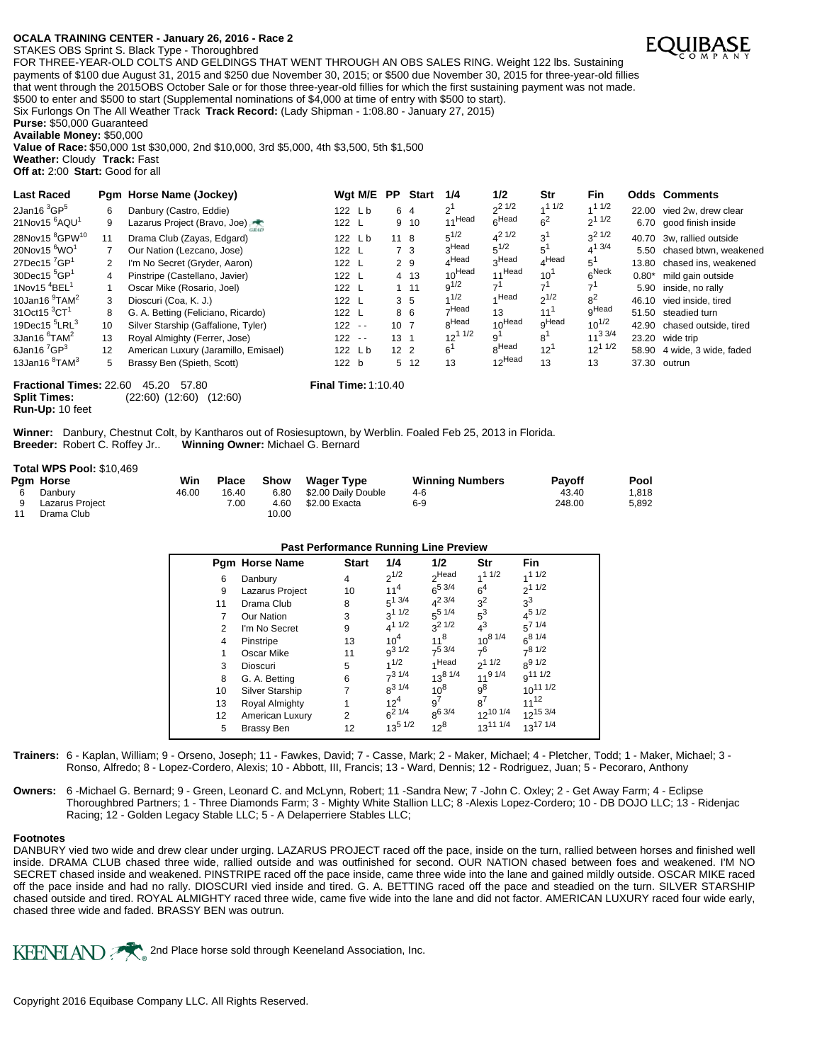**OCALA TRAINING CENTER - January 26, 2016 - Race 2**

STAKES OBS Sprint S. Black Type - Thoroughbred

FOR THREE-YEAR-OLD COLTS AND GELDINGS THAT WENT THROUGH AN OBS SALES RING. Weight 122 lbs. Sustaining payments of $100 due August 31, 2015 and $250 due November 30, 2015 for three-year-old fillies that went through the 2015OBS October Sale or for those three-year-old fillies for which the first sustaining payment was not made. $500 to enter and $500 to start (Supplemental nominations of $4,000 at time of entry with $500 to start).

Six Furlongs On The All Weather Track **Track Record:** (Lady Shipman - 1:08.80 - January 27, 2015)

**Purse:** $50,000 Guaranteed

**Available Money:** $50,000

**Value of Race:** $50,000 1st $30,000, 2nd $10,000, 3rd $5,000, 4th $3,500, 5th $1,500

**Weather:** Cloudy **Track:** Fast

**Off at:** 2:00 **Start:** Good for all

| Last Raced | Pgm | Horse Name (Jockey) | Wgt M/E | PP | Start | 1/4 | 1/2 | Str | Fin | Odds | Comments |
|---|---|---|---|---|---|---|---|---|---|---|---|
| 2Jan16 3GP5 | 6 | Danbury (Castro, Eddie) | 122 L b | 6 | 4 | 2^1 | 2^2 1/2 | 1^1 1/2 | 1^1 1/2 | 22.00 | vied 2w, drew clear |
| 21Nov15 6AQU1 | 9 | Lazarus Project (Bravo, Joe) | 122 L | 9 | 10 | 11^Head | 6^Head | 6^2 | 2^1 1/2 | 6.70 | good finish inside |
| 28Nov15 8GPW10 | 11 | Drama Club (Zayas, Edgard) | 122 L b | 11 | 8 | 5^1/2 | 4^2 1/2 | 3^1 | 3^2 1/2 | 40.70 | 3w, rallied outside |
| 20Nov15 6WO1 | 7 | Our Nation (Lezcano, Jose) | 122 L | 7 | 3 | 3^Head | 5^1/2 | 5^1 | 4^1 3/4 | 5.50 | chased btwn, weakened |
| 27Dec15 7GP1 | 2 | I'm No Secret (Gryder, Aaron) | 122 L | 2 | 9 | 4^Head | 3^Head | 4^Head | 5^1 | 13.80 | chased ins, weakened |
| 30Dec15 5GP1 | 4 | Pinstripe (Castellano, Javier) | 122 L | 4 | 13 | 10^Head | 11^Head | 10^1 | 6^Neck | 0.80* | mild gain outside |
| 1Nov15 4BEL1 | 1 | Oscar Mike (Rosario, Joel) | 122 L | 1 | 11 | 9^1/2 | 7^1 | 7^1 | 7^1 | 5.90 | inside, no rally |
| 10Jan16 9TAM2 | 3 | Dioscuri (Coa, K. J.) | 122 L | 3 | 5 | 1^1/2 | 1^Head | 2^1/2 | 8^2 | 46.10 | vied inside, tired |
| 31Oct15 3CT1 | 8 | G. A. Betting (Feliciano, Ricardo) | 122 L | 8 | 6 | 7^Head | 13 | 11^1 | 9^Head | 51.50 | steadied turn |
| 19Dec15 5LRL3 | 10 | Silver Starship (Gaffalione, Tyler) | 122 - - | 10 | 7 | 8^Head | 10^Head | 9^Head | 10^1/2 | 42.90 | chased outside, tired |
| 3Jan16 6TAM2 | 13 | Royal Almighty (Ferrer, Jose) | 122 - - | 13 | 1 | 12^1 1/2 | 9^1 | 8^1 | 11^3 3/4 | 23.20 | wide trip |
| 6Jan16 7GP3 | 12 | American Luxury (Jaramillo, Emisael) | 122 L b | 12 | 2 | 6^1 | 8^Head | 12^1 | 12^1 1/2 | 58.90 | 4 wide, 3 wide, faded |
| 13Jan16 8TAM3 | 5 | Brassy Ben (Spieth, Scott) | 122 b | 5 | 12 | 13 | 12^Head | 13 | 13 | 37.30 | outrun |

**Fractional Times:** 22.60 45.20 57.80 **Final Time:** 1:10.40

**Split Times:** (22:60) (12:60) (12:60)

**Run-Up:** 10 feet

**Winner:** Danbury, Chestnut Colt, by Kantharos out of Rosiesuptown, by Werblin. Foaled Feb 25, 2013 in Florida.

**Breeder:** Robert C. Roffey Jr.. **Winning Owner:** Michael G. Bernard

**Total WPS Pool:** $10,469

| Pgm | Horse | Win | Place | Show |
|---|---|---|---|---|
| 6 | Danbury | 46.00 | 16.40 | 6.80 |
| 9 | Lazarus Project | | 7.00 | 4.60 |
| 11 | Drama Club | | | 10.00 |

| Wager Type | Winning Numbers | Payoff | Pool |
|---|---|---|---|
| $2.00 Daily Double | 4-6 | 43.40 | 1,818 |
| $2.00 Exacta | 6-9 | 248.00 | 5,892 |

**Past Performance Running Line Preview**

| Pgm | Horse Name | Start | 1/4 | 1/2 | Str | Fin |
|---|---|---|---|---|---|---|
| 6 | Danbury | 4 | 2^1/2 | 2^Head | 1^1 1/2 | 1^1 1/2 |
| 9 | Lazarus Project | 10 | 11^4 | 6^5 3/4 | 6^4 | 2^1 1/2 |
| 11 | Drama Club | 8 | 5^1 3/4 | 4^2 3/4 | 3^2 | 3^3 |
| 7 | Our Nation | 3 | 3^1 1/2 | 5^5 1/4 | 5^3 | 4^5 1/2 |
| 2 | I'm No Secret | 9 | 4^1 1/2 | 3^2 1/2 | 4^3 | 5^7 1/4 |
| 4 | Pinstripe | 13 | 10^4 | 11^8 | 10^8 1/4 | 6^8 1/4 |
| 1 | Oscar Mike | 11 | 9^3 1/2 | 7^5 3/4 | 7^6 | 7^8 1/2 |
| 3 | Dioscuri | 5 | 1^1/2 | 1^Head | 2^1 1/2 | 8^9 1/2 |
| 8 | G. A. Betting | 6 | 7^3 1/4 | 13^8 1/4 | 11^9 1/4 | 9^11 1/2 |
| 10 | Silver Starship | 7 | 8^3 1/4 | 10^8 | 9^8 | 10^11 1/2 |
| 13 | Royal Almighty | 1 | 12^4 | 9^7 | 8^7 | 11^12 |
| 12 | American Luxury | 2 | 6^2 1/4 | 8^6 3/4 | 12^10 1/4 | 12^15 3/4 |
| 5 | Brassy Ben | 12 | 13^5 1/2 | 12^8 | 13^11 1/4 | 13^17 1/4 |

**Trainers:** 6 - Kaplan, William; 9 - Orseno, Joseph; 11 - Fawkes, David; 7 - Casse, Mark; 2 - Maker, Michael; 4 - Pletcher, Todd; 1 - Maker, Michael; 3 - Ronso, Alfredo; 8 - Lopez-Cordero, Alexis; 10 - Abbott, III, Francis; 13 - Ward, Dennis; 12 - Rodriguez, Juan; 5 - Pecoraro, Anthony

**Owners:** 6 -Michael G. Bernard; 9 - Green, Leonard C. and McLynn, Robert; 11 -Sandra New; 7 -John C. Oxley; 2 - Get Away Farm; 4 - Eclipse Thoroughbred Partners; 1 - Three Diamonds Farm; 3 - Mighty White Stallion LLC; 8 -Alexis Lopez-Cordero; 10 - DB DOJO LLC; 13 - Ridenjac Racing; 12 - Golden Legacy Stable LLC; 5 - A Delaperriere Stables LLC;

**Footnotes**

DANBURY vied two wide and drew clear under urging. LAZARUS PROJECT raced off the pace, inside on the turn, rallied between horses and finished well inside. DRAMA CLUB chased three wide, rallied outside and was outfinished for second. OUR NATION chased between foes and weakened. I'M NO SECRET chased inside and weakened. PINSTRIPE raced off the pace inside, came three wide into the lane and gained mildly outside. OSCAR MIKE raced off the pace inside and had no rally. DIOSCURI vied inside and tired. G. A. BETTING raced off the pace and steadied on the turn. SILVER STARSHIP chased outside and tired. ROYAL ALMIGHTY raced three wide, came five wide into the lane and did not factor. AMERICAN LUXURY raced four wide early, chased three wide and faded. BRASSY BEN was outrun.

KEENELAND 2nd Place horse sold through Keeneland Association, Inc.

Copyright 2016 Equibase Company LLC. All Rights Reserved.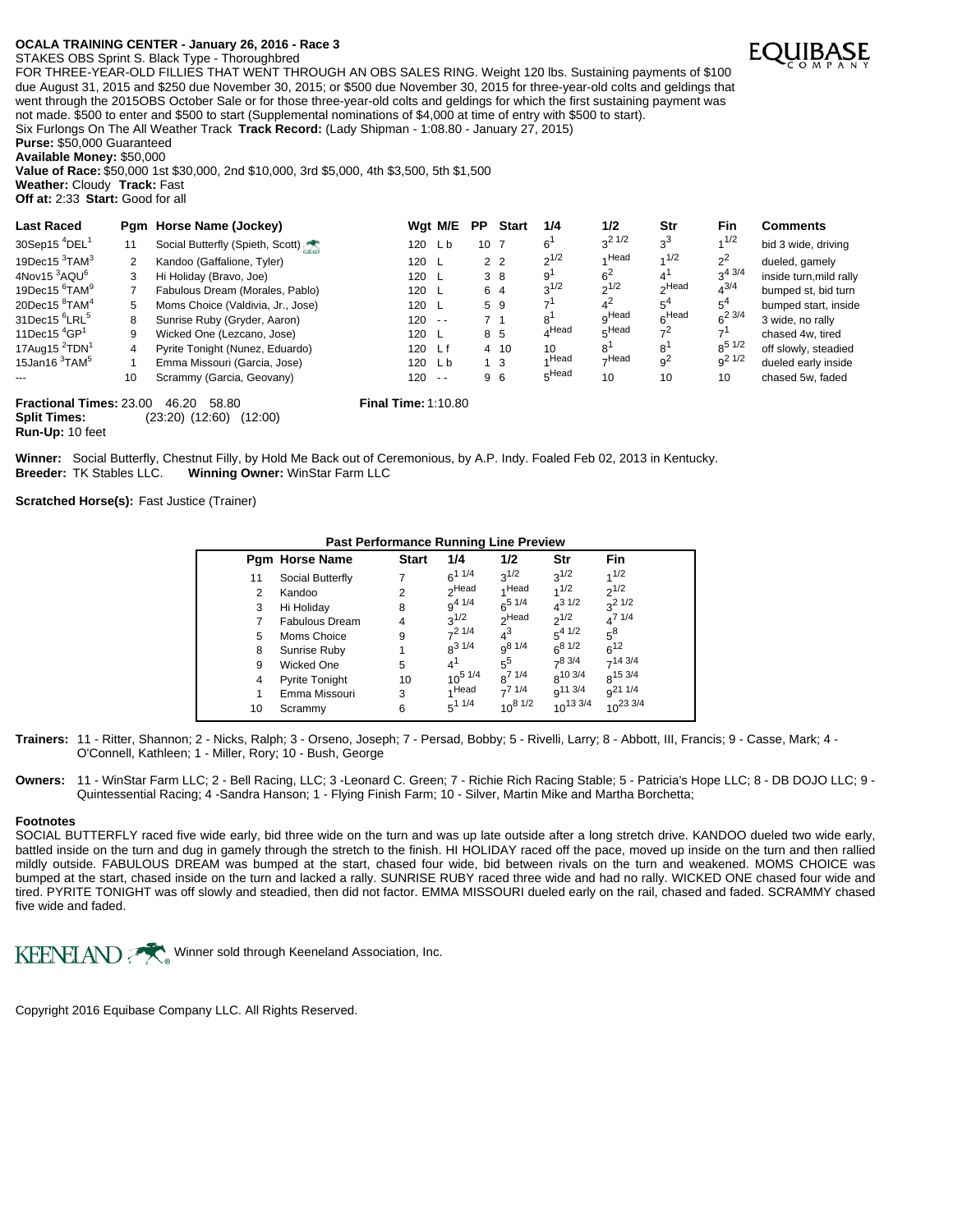**OCALA TRAINING CENTER - January 26, 2016 - Race 3**

STAKES OBS Sprint S. Black Type - Thoroughbred

FOR THREE-YEAR-OLD FILLIES THAT WENT THROUGH AN OBS SALES RING. Weight 120 lbs. Sustaining payments of $100 due August 31, 2015 and $250 due November 30, 2015; or $500 due November 30, 2015 for three-year-old colts and geldings that went through the 2015OBS October Sale or for those three-year-old colts and geldings for which the first sustaining payment was not made. $500 to enter and $500 to start (Supplemental nominations of $4,000 at time of entry with $500 to start).

Six Furlongs On The All Weather Track **Track Record:** (Lady Shipman - 1:08.80 - January 27, 2015)

**Purse:** $50,000 Guaranteed

**Available Money:** $50,000

**Value of Race:** $50,000 1st $30,000, 2nd $10,000, 3rd $5,000, 4th $3,500, 5th $1,500

**Weather:** Cloudy **Track:** Fast

**Off at:** 2:33 **Start:** Good for all

| Last Raced | Pgm | Horse Name (Jockey) | Wgt | M/E | PP | Start | 1/4 | 1/2 | Str | Fin | Comments |
|---|---|---|---|---|---|---|---|---|---|---|---|
| 30Sep15 4DEL1 | 11 | Social Butterfly (Spieth, Scott) | 120 | L b | 10 | 7 | 6 1 | 3 2 1/2 | 3 3 | 1 1/2 | bid 3 wide, driving |
| 19Dec15 3TAM3 | 2 | Kandoo (Gaffalione, Tyler) | 120 | L | 2 | 2 | 2 1/2 | 1 Head | 1 1/2 | 2 2 | dueled, gamely |
| 4Nov15 3AQU6 | 3 | Hi Holiday (Bravo, Joe) | 120 | L | 3 | 8 | 9 1 | 6 2 | 4 1 | 3 4 3/4 | inside turn,mild rally |
| 19Dec15 6TAM9 | 7 | Fabulous Dream (Morales, Pablo) | 120 | L | 6 | 4 | 3 1/2 | 2 1/2 | 2 Head | 4 3/4 | bumped st, bid turn |
| 20Dec15 8TAM4 | 5 | Moms Choice (Valdivia, Jr., Jose) | 120 | L | 5 | 9 | 7 1 | 4 2 | 5 4 | 5 4 | bumped start, inside |
| 31Dec15 6LRL5 | 8 | Sunrise Ruby (Gryder, Aaron) | 120 | - - | 7 | 1 | 8 1 | 9 Head | 6 Head | 6 2 3/4 | 3 wide, no rally |
| 11Dec15 4GP1 | 9 | Wicked One (Lezcano, Jose) | 120 | L | 8 | 5 | 4 Head | 5 Head | 7 2 | 7 1 | chased 4w, tired |
| 17Aug15 2TDN1 | 4 | Pyrite Tonight (Nunez, Eduardo) | 120 | L f | 4 | 10 | 10 | 8 1 | 8 1 | 8 5 1/2 | off slowly, steadied |
| 15Jan16 3TAM5 | 1 | Emma Missouri (Garcia, Jose) | 120 | L b | 1 | 3 | 1 Head | 7 Head | 9 2 | 9 2 1/2 | dueled early inside |
| --- | 10 | Scrammy (Garcia, Geovany) | 120 | - - | 9 | 6 | 5 Head | 10 | 10 | 10 | chased 5w, faded |

**Fractional Times:** 23.00 46.20 58.80 **Final Time:** 1:10.80

**Split Times:** (23:20) (12:60) (12:00)

**Run-Up:** 10 feet

**Winner:** Social Butterfly, Chestnut Filly, by Hold Me Back out of Ceremonious, by A.P. Indy. Foaled Feb 02, 2013 in Kentucky.

**Breeder:** TK Stables LLC. **Winning Owner:** WinStar Farm LLC

**Scratched Horse(s):** Fast Justice (Trainer)

**Past Performance Running Line Preview**

| Pgm | Horse Name | Start | 1/4 | 1/2 | Str | Fin |
|---|---|---|---|---|---|---|
| 11 | Social Butterfly | 7 | 6 1 1/4 | 3 1/2 | 3 1/2 | 1 1/2 |
| 2 | Kandoo | 2 | 2 Head | 1 Head | 1 1/2 | 2 1/2 |
| 3 | Hi Holiday | 8 | 9 4 1/4 | 6 5 1/4 | 4 3 1/2 | 3 2 1/2 |
| 7 | Fabulous Dream | 4 | 3 1/2 | 2 Head | 2 1/2 | 4 7 1/4 |
| 5 | Moms Choice | 9 | 7 2 1/4 | 4 3 | 5 4 1/2 | 5 8 |
| 8 | Sunrise Ruby | 1 | 8 3 1/4 | 9 8 1/4 | 6 8 1/2 | 6 12 |
| 9 | Wicked One | 5 | 4 1 | 5 5 | 7 8 3/4 | 7 14 3/4 |
| 4 | Pyrite Tonight | 10 | 10 5 1/4 | 8 7 1/4 | 8 10 3/4 | 8 15 3/4 |
| 1 | Emma Missouri | 3 | 1 Head | 7 7 1/4 | 9 11 3/4 | 9 21 1/4 |
| 10 | Scrammy | 6 | 5 1 1/4 | 10 8 1/2 | 10 13 3/4 | 10 23 3/4 |

**Trainers:** 11 - Ritter, Shannon; 2 - Nicks, Ralph; 3 - Orseno, Joseph; 7 - Persad, Bobby; 5 - Rivelli, Larry; 8 - Abbott, III, Francis; 9 - Casse, Mark; 4 - O'Connell, Kathleen; 1 - Miller, Rory; 10 - Bush, George

**Owners:** 11 - WinStar Farm LLC; 2 - Bell Racing, LLC; 3 -Leonard C. Green; 7 - Richie Rich Racing Stable; 5 - Patricia's Hope LLC; 8 - DB DOJO LLC; 9 - Quintessential Racing; 4 -Sandra Hanson; 1 - Flying Finish Farm; 10 - Silver, Martin Mike and Martha Borchetta;

**Footnotes**

SOCIAL BUTTERFLY raced five wide early, bid three wide on the turn and was up late outside after a long stretch drive. KANDOO dueled two wide early, battled inside on the turn and dug in gamely through the stretch to the finish. HI HOLIDAY raced off the pace, moved up inside on the turn and then rallied mildly outside. FABULOUS DREAM was bumped at the start, chased four wide, bid between rivals on the turn and weakened. MOMS CHOICE was bumped at the start, chased inside on the turn and lacked a rally. SUNRISE RUBY raced three wide and had no rally. WICKED ONE chased four wide and tired. PYRITE TONIGHT was off slowly and steadied, then did not factor. EMMA MISSOURI dueled early on the rail, chased and faded. SCRAMMY chased five wide and faded.

Winner sold through Keeneland Association, Inc.

Copyright 2016 Equibase Company LLC. All Rights Reserved.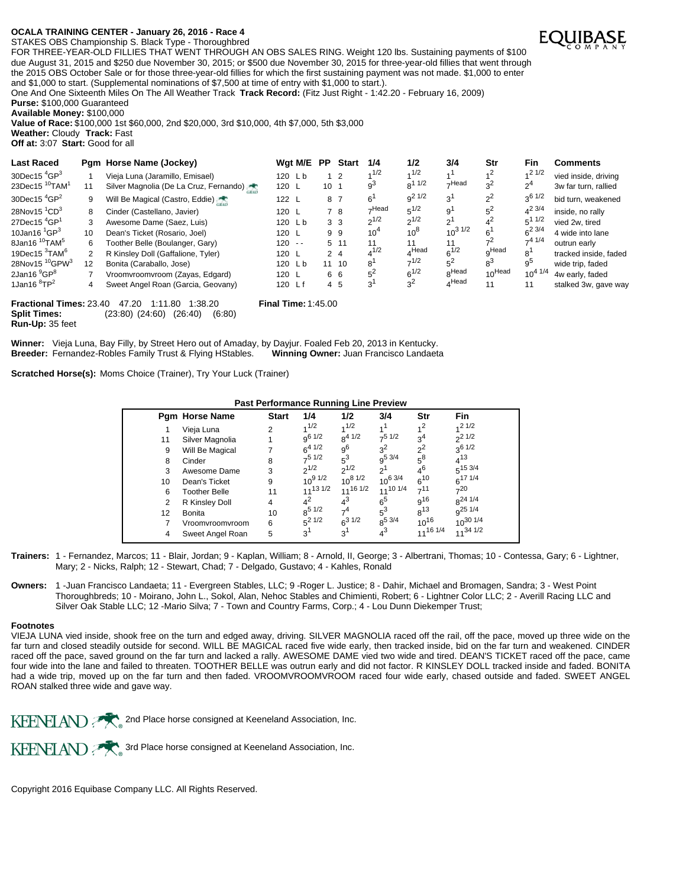**OCALA TRAINING CENTER - January 26, 2016 - Race 4**

STAKES OBS Championship S. Black Type - Thoroughbred

FOR THREE-YEAR-OLD FILLIES THAT WENT THROUGH AN OBS SALES RING. Weight 120 lbs. Sustaining payments of $100 due August 31, 2015 and $250 due November 30, 2015; or $500 due November 30, 2015 for three-year-old fillies that went through the 2015 OBS October Sale or for those three-year-old fillies for which the first sustaining payment was not made. $1,000 to enter and $1,000 to start. (Supplemental nominations of $7,500 at time of entry with $1,000 to start.).

One And One Sixteenth Miles On The All Weather Track **Track Record:** (Fitz Just Right - 1:42.20 - February 16, 2009)

**Purse:** $100,000 Guaranteed
**Available Money:** $100,000
**Value of Race:** $100,000 1st $60,000, 2nd $20,000, 3rd $10,000, 4th $7,000, 5th $3,000
**Weather:** Cloudy **Track:** Fast
**Off at:** 3:07 **Start:** Good for all

| Last Raced | Pgm | Horse Name (Jockey) | Wgt | M/E | PP | Start | 1/4 | 1/2 | 3/4 | Str | Fin | Comments |
|---|---|---|---|---|---|---|---|---|---|---|---|---|
| 30Dec15 4GP3 | 1 | Vieja Luna (Jaramillo, Emisael) | 120 | L b | 1 | 2 | 1 1/2 | 1 1/2 | 1 1 | 1 2 | 1 2 1/2 | vied inside, driving |
| 23Dec15 10TAM1 | 11 | Silver Magnolia (De La Cruz, Fernando) | 120 | L | 10 | 1 | 9 3 | 8 1 1/2 | 7 Head | 3 2 | 2 4 | 3w far turn, rallied |
| 30Dec15 4GP2 | 9 | Will Be Magical (Castro, Eddie) | 122 | L | 8 | 7 | 6 1 | 9 2 1/2 | 3 1 | 2 2 | 3 6 1/2 | bid turn, weakened |
| 28Nov15 1CD3 | 8 | Cinder (Castellano, Javier) | 120 | L | 7 | 8 | 7 Head | 5 1/2 | 9 1 | 5 2 | 4 2 3/4 | inside, no rally |
| 27Dec15 4GP1 | 3 | Awesome Dame (Saez, Luis) | 120 | L b | 3 | 3 | 2 1/2 | 2 1/2 | 2 1 | 4 2 | 5 1 1/2 | vied 2w, tired |
| 10Jan16 1GP3 | 10 | Dean's Ticket (Rosario, Joel) | 120 | L | 9 | 9 | 10 4 | 10 8 | 10 3 1/2 | 6 1 | 6 2 3/4 | 4 wide into lane |
| 8Jan16 10TAM5 | 6 | Toother Belle (Boulanger, Gary) | 120 | - - | 5 | 11 | 11 | 11 | 11 | 7 2 | 7 4 1/4 | outrun early |
| 19Dec15 3TAM6 | 2 | R Kinsley Doll (Gaffalione, Tyler) | 120 | L | 2 | 4 | 4 1/2 | 4 Head | 6 1/2 | 9 Head | 8 1 | tracked inside, faded |
| 28Nov15 10GPW3 | 12 | Bonita (Caraballo, Jose) | 120 | L b | 11 | 10 | 8 1 | 7 1/2 | 5 2 | 8 3 | 9 5 | wide trip, faded |
| 2Jan16 9GP8 | 7 | Vroomvroomvroom (Zayas, Edgard) | 120 | L | 6 | 6 | 5 2 | 6 1/2 | 8 Head | 10 Head | 10 4 1/4 | 4w early, faded |
| 1Jan16 8TP2 | 4 | Sweet Angel Roan (Garcia, Geovany) | 120 | L f | 4 | 5 | 3 1 | 3 2 | 4 Head | 11 | 11 | stalked 3w, gave way |

**Fractional Times:** 23.40 47.20 1:11.80 1:38.20 **Final Time:** 1:45.00
**Split Times:** (23:80) (24:60) (26:40) (6:80)
**Run-Up:** 35 feet

**Winner:** Vieja Luna, Bay Filly, by Street Hero out of Amaday, by Dayjur. Foaled Feb 20, 2013 in Kentucky.
**Breeder:** Fernandez-Robles Family Trust & Flying HStables. **Winning Owner:** Juan Francisco Landaeta

**Scratched Horse(s):** Moms Choice (Trainer), Try Your Luck (Trainer)

**Past Performance Running Line Preview**

| Pgm | Horse Name | Start | 1/4 | 1/2 | 3/4 | Str | Fin |
|---|---|---|---|---|---|---|---|
| 1 | Vieja Luna | 2 | 1 1/2 | 1 1/2 | 1 1 | 1 2 | 1 2 1/2 |
| 11 | Silver Magnolia | 1 | 9 6 1/2 | 8 4 1/2 | 7 5 1/2 | 3 4 | 2 2 1/2 |
| 9 | Will Be Magical | 7 | 6 4 1/2 | 9 6 | 3 2 | 2 2 | 3 6 1/2 |
| 8 | Cinder | 8 | 7 5 1/2 | 5 3 | 9 5 3/4 | 5 8 | 4 13 |
| 3 | Awesome Dame | 3 | 2 1/2 | 2 1/2 | 2 1 | 4 6 | 5 15 3/4 |
| 10 | Dean's Ticket | 9 | 10 9 1/2 | 10 8 1/2 | 10 6 3/4 | 6 10 | 6 17 1/4 |
| 6 | Toother Belle | 11 | 11 13 1/2 | 11 16 1/2 | 11 10 1/4 | 7 11 | 7 20 |
| 2 | R Kinsley Doll | 4 | 4 2 | 4 3 | 6 5 | 9 16 | 8 24 1/4 |
| 12 | Bonita | 10 | 8 5 1/2 | 7 4 | 5 3 | 8 13 | 9 25 1/4 |
| 7 | Vroomvroomvroom | 6 | 5 2 1/2 | 6 3 1/2 | 8 5 3/4 | 10 16 | 10 30 1/4 |
| 4 | Sweet Angel Roan | 5 | 3 1 | 3 1 | 4 3 | 11 16 1/4 | 11 34 1/2 |

**Trainers:** 1 - Fernandez, Marcos; 11 - Blair, Jordan; 9 - Kaplan, William; 8 - Arnold, II, George; 3 - Albertrani, Thomas; 10 - Contessa, Gary; 6 - Lightner, Mary; 2 - Nicks, Ralph; 12 - Stewart, Chad; 7 - Delgado, Gustavo; 4 - Kahles, Ronald

**Owners:** 1 -Juan Francisco Landaeta; 11 - Evergreen Stables, LLC; 9 -Roger L. Justice; 8 - Dahir, Michael and Bromagen, Sandra; 3 - West Point Thoroughbreds; 10 - Moirano, John L., Sokol, Alan, Nehoc Stables and Chimienti, Robert; 6 - Lightner Color LLC; 2 - Averill Racing LLC and Silver Oak Stable LLC; 12 -Mario Silva; 7 - Town and Country Farms, Corp.; 4 - Lou Dunn Diekemper Trust;

**Footnotes**

VIEJA LUNA vied inside, shook free on the turn and edged away, driving. SILVER MAGNOLIA raced off the rail, off the pace, moved up three wide on the far turn and closed steadily outside for second. WILL BE MAGICAL raced five wide early, then tracked inside, bid on the far turn and weakened. CINDER raced off the pace, saved ground on the far turn and lacked a rally. AWESOME DAME vied two wide and tired. DEAN'S TICKET raced off the pace, came four wide into the lane and failed to threaten. TOOTHER BELLE was outrun early and did not factor. R KINSLEY DOLL tracked inside and faded. BONITA had a wide trip, moved up on the far turn and then faded. VROOMVROOMVROOM raced four wide early, chased outside and faded. SWEET ANGEL ROAN stalked three wide and gave way.

KEENELAND 2nd Place horse consigned at Keeneland Association, Inc.

KEENELAND 3rd Place horse consigned at Keeneland Association, Inc.

Copyright 2016 Equibase Company LLC. All Rights Reserved.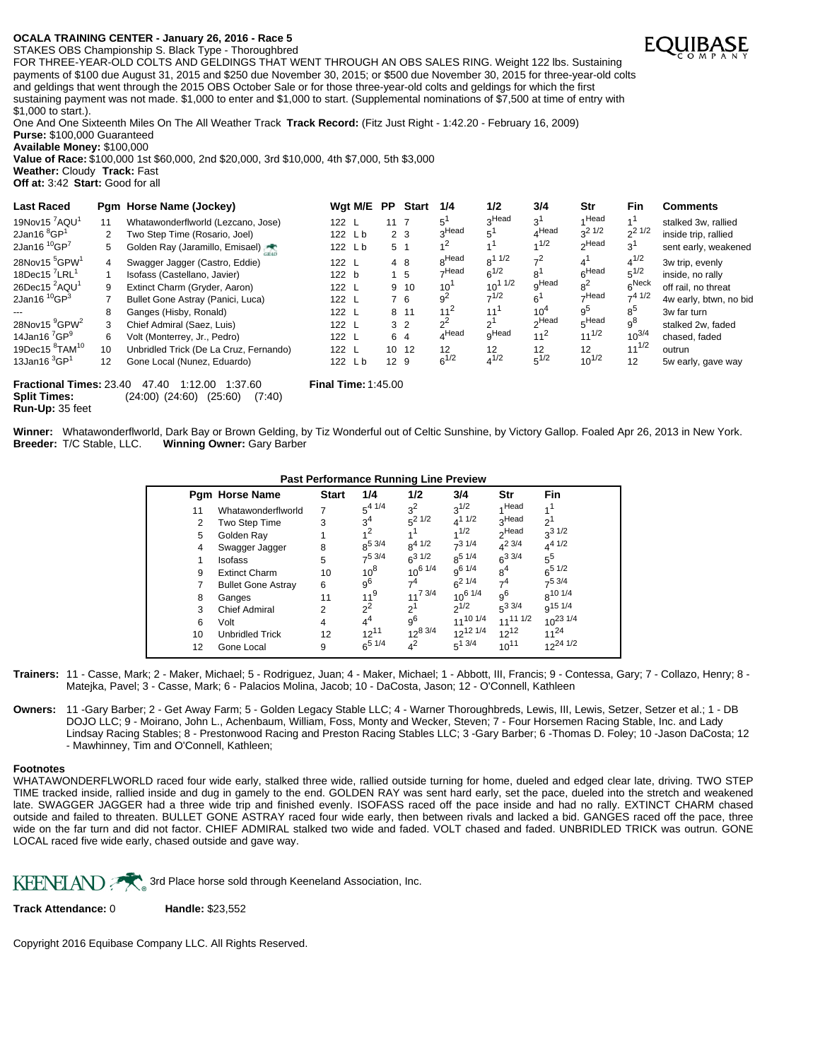**OCALA TRAINING CENTER - January 26, 2016 - Race 5**

STAKES OBS Championship S. Black Type - Thoroughbred

FOR THREE-YEAR-OLD COLTS AND GELDINGS THAT WENT THROUGH AN OBS SALES RING. Weight 122 lbs. Sustaining payments of $100 due August 31, 2015 and $250 due November 30, 2015; or $500 due November 30, 2015 for three-year-old colts and geldings that went through the 2015 OBS October Sale or for those three-year-old colts and geldings for which the first sustaining payment was not made. $1,000 to enter and $1,000 to start. (Supplemental nominations of $7,500 at time of entry with $1,000 to start.).

One And One Sixteenth Miles On The All Weather Track **Track Record:** (Fitz Just Right - 1:42.20 - February 16, 2009)

**Purse:** $100,000 Guaranteed

**Available Money:** $100,000

**Value of Race:** $100,000 1st $60,000, 2nd $20,000, 3rd $10,000, 4th $7,000, 5th $3,000

**Weather:** Cloudy **Track:** Fast

**Off at:** 3:42 **Start:** Good for all

| Last Raced | Pgm | Horse Name (Jockey) | Wgt M/E | PP | Start | 1/4 | 1/2 | 3/4 | Str | Fin | Comments |
|---|---|---|---|---|---|---|---|---|---|---|---|
| 19Nov15 7AQU1 | 11 | Whatawonderflworld (Lezcano, Jose) | 122 L | 11 | 7 | 5 1 | 3 Head | 3 1 | 1 Head | 1 1 | stalked 3w, rallied |
| 2Jan16 8GP1 | 2 | Two Step Time (Rosario, Joel) | 122 L b | 2 | 3 | 3 Head | 5 1 | 4 Head | 3 2 1/2 | 2 2 1/2 | inside trip, rallied |
| 2Jan16 10GP7 | 5 | Golden Ray (Jaramillo, Emisael) | 122 L b | 5 | 1 | 1 2 | 1 1 | 1 1/2 | 2 Head | 3 1 | sent early, weakened |
| 28Nov15 5GPW1 | 4 | Swagger Jagger (Castro, Eddie) | 122 L | 4 | 8 | 8 Head | 8 1 1/2 | 7 2 | 4 1 | 4 1/2 | 3w trip, evenly |
| 18Dec15 7LRL1 | 1 | Isofass (Castellano, Javier) | 122 b | 1 | 5 | 7 Head | 6 1/2 | 8 1 | 6 Head | 5 1/2 | inside, no rally |
| 26Dec15 2AQU1 | 9 | Extinct Charm (Gryder, Aaron) | 122 L | 9 | 10 | 10 1 | 10 1 1/2 | 9 Head | 8 2 | 6 Neck | off rail, no threat |
| 2Jan16 10GP3 | 7 | Bullet Gone Astray (Panici, Luca) | 122 L | 7 | 6 | 9 2 | 7 1/2 | 6 1 | 7 Head | 7 4 1/2 | 4w early, btwn, no bid |
| --- | 8 | Ganges (Hisby, Ronald) | 122 L | 8 | 11 | 11 2 | 11 1 | 10 4 | 9 5 | 8 5 | 3w far turn |
| 28Nov15 9GPW2 | 3 | Chief Admiral (Saez, Luis) | 122 L | 3 | 2 | 2 2 | 2 1 | 2 Head | 5 Head | 9 8 | stalked 2w, faded |
| 14Jan16 7GP9 | 6 | Volt (Monterrey, Jr., Pedro) | 122 L | 6 | 4 | 4 Head | 9 Head | 11 2 | 11 1/2 | 10 3/4 | chased, faded |
| 19Dec15 8TAM10 | 10 | Unbridled Trick (De La Cruz, Fernando) | 122 L | 10 | 12 | 12 | 12 | 12 | 12 | 11 1/2 | outrun |
| 13Jan16 3GP1 | 12 | Gone Local (Nunez, Eduardo) | 122 L b | 12 | 9 | 6 1/2 | 4 1/2 | 5 1/2 | 10 1/2 | 12 | 5w early, gave way |

**Fractional Times:** 23.40 47.40 1:12.00 1:37.60 **Final Time:** 1:45.00

**Split Times:** (24:00) (24:60) (25:60) (7:40)

**Run-Up:** 35 feet

**Winner:** Whatawonderflworld, Dark Bay or Brown Gelding, by Tiz Wonderful out of Celtic Sunshine, by Victory Gallop. Foaled Apr 26, 2013 in New York.

**Breeder:** T/C Stable, LLC. **Winning Owner:** Gary Barber

**Past Performance Running Line Preview**

| Pgm | Horse Name | Start | 1/4 | 1/2 | 3/4 | Str | Fin |
|---|---|---|---|---|---|---|---|
| 11 | Whatawonderflworld | 7 | 5 4 1/4 | 3 2 | 3 1/2 | 1 Head | 1 1 |
| 2 | Two Step Time | 3 | 3 4 | 5 2 1/2 | 4 1 1/2 | 3 Head | 2 1 |
| 5 | Golden Ray | 1 | 1 2 | 1 1 | 1 1/2 | 2 Head | 3 3 1/2 |
| 4 | Swagger Jagger | 8 | 8 5 3/4 | 8 4 1/2 | 7 3 1/4 | 4 2 3/4 | 4 4 1/2 |
| 1 | Isofass | 5 | 7 5 3/4 | 6 3 1/2 | 8 5 1/4 | 6 3 3/4 | 5 5 |
| 9 | Extinct Charm | 10 | 10 8 | 10 6 1/4 | 9 6 1/4 | 8 4 | 6 5 1/2 |
| 7 | Bullet Gone Astray | 6 | 9 6 | 7 4 | 6 2 1/4 | 7 4 | 7 5 3/4 |
| 8 | Ganges | 11 | 11 9 | 11 7 3/4 | 10 6 1/4 | 9 6 | 8 10 1/4 |
| 3 | Chief Admiral | 2 | 2 2 | 2 1 | 2 1/2 | 5 3 3/4 | 9 15 1/4 |
| 6 | Volt | 4 | 4 4 | 9 6 | 11 10 1/4 | 11 11 1/2 | 10 23 1/4 |
| 10 | Unbridled Trick | 12 | 12 11 | 12 8 3/4 | 12 12 1/4 | 12 12 | 11 24 |
| 12 | Gone Local | 9 | 6 5 1/4 | 4 2 | 5 1 3/4 | 10 11 | 12 24 1/2 |

**Trainers:** 11 - Casse, Mark; 2 - Maker, Michael; 5 - Rodriguez, Juan; 4 - Maker, Michael; 1 - Abbott, III, Francis; 9 - Contessa, Gary; 7 - Collazo, Henry; 8 - Matejka, Pavel; 3 - Casse, Mark; 6 - Palacios Molina, Jacob; 10 - DaCosta, Jason; 12 - O'Connell, Kathleen

**Owners:** 11 -Gary Barber; 2 - Get Away Farm; 5 - Golden Legacy Stable LLC; 4 - Warner Thoroughbreds, Lewis, III, Lewis, Setzer, Setzer et al.; 1 - DB DOJO LLC; 9 - Moirano, John L., Achenbaum, William, Foss, Monty and Wecker, Steven; 7 - Four Horsemen Racing Stable, Inc. and Lady Lindsay Racing Stables; 8 - Prestonwood Racing and Preston Racing Stables LLC; 3 -Gary Barber; 6 -Thomas D. Foley; 10 -Jason DaCosta; 12 - Mawhinney, Tim and O'Connell, Kathleen;

**Footnotes**

WHATAWONDERFLWORLD raced four wide early, stalked three wide, rallied outside turning for home, dueled and edged clear late, driving. TWO STEP TIME tracked inside, rallied inside and dug in gamely to the end. GOLDEN RAY was sent hard early, set the pace, dueled into the stretch and weakened late. SWAGGER JAGGER had a three wide trip and finished evenly. ISOFASS raced off the pace inside and had no rally. EXTINCT CHARM chased outside and failed to threaten. BULLET GONE ASTRAY raced four wide early, then between rivals and lacked a bid. GANGES raced off the pace, three wide on the far turn and did not factor. CHIEF ADMIRAL stalked two wide and faded. VOLT chased and faded. UNBRIDLED TRICK was outrun. GONE LOCAL raced five wide early, chased outside and gave way.

KEENELAND 3rd Place horse sold through Keeneland Association, Inc.

**Track Attendance:** 0 **Handle:** $23,552

Copyright 2016 Equibase Company LLC. All Rights Reserved.